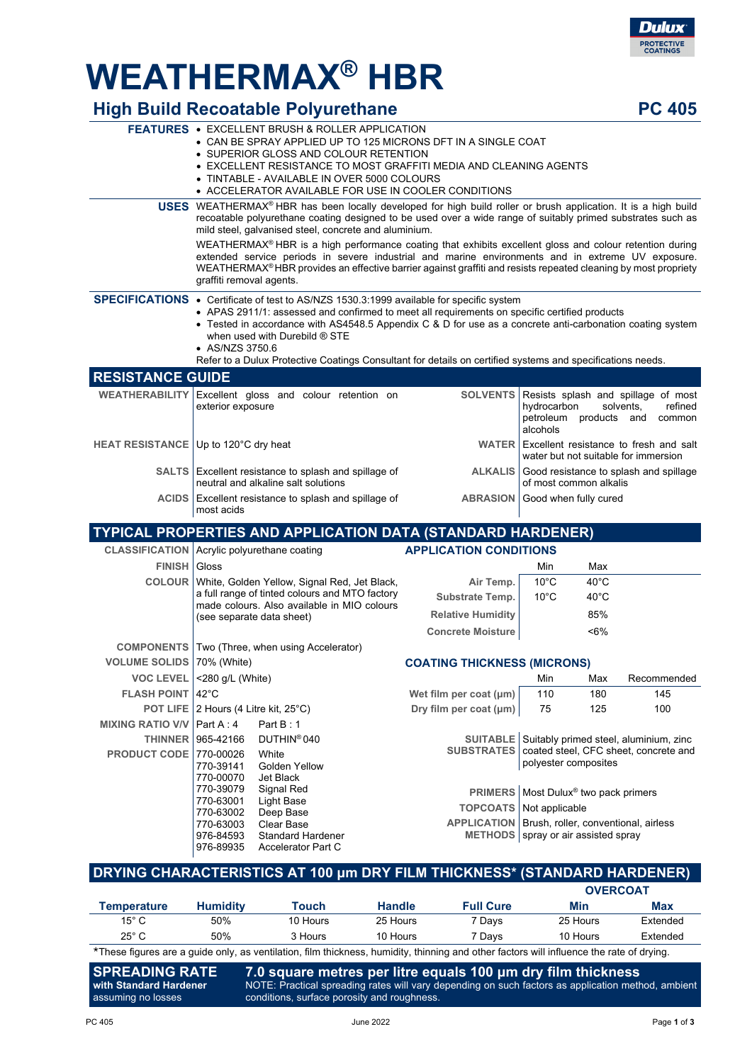# WEATHERMAX® HBR

## High Build Recoatable Polyurethane

**PC 405**

**FEATURES**

- EXCELLENT BRUSH & ROLLER APPLICATION
- CAN BE SPRAY APPLIED UP TO 125 MICRONS DFT IN A SINGLE COAT
- SUPERIOR GLOSS AND COLOUR RETENTION
- EXCELLENT RESISTANCE TO MOST GRAFFITI MEDIA AND CLEANING AGENTS
- TINTABLE - AVAILABLE IN OVER 5000 COLOURS
- ACCELERATOR AVAILABLE FOR USE IN COOLER CONDITIONS

**USES**

WEATHERMAX® HBR has been locally developed for high build roller or brush application. It is a high build recoatable polyurethane coating designed to be used over a wide range of suitably primed substrates such as mild steel, galvanised steel, concrete and aluminium.

WEATHERMAX® HBR is a high performance coating that exhibits excellent gloss and colour retention during extended service periods in severe industrial and marine environments and in extreme UV exposure. WEATHERMAX® HBR provides an effective barrier against graffiti and resists repeated cleaning by most propriety graffiti removal agents.

**SPECIFICATIONS**

- Certificate of test to AS/NZS 1530.3:1999 available for specific system
- APAS 2911/1: assessed and confirmed to meet all requirements on specific certified products
- Tested in accordance with AS4548.5 Appendix C & D for use as a concrete anti-carbonation coating system when used with Durebild ® STE
- AS/NZS 3750.6

Refer to a Dulux Protective Coatings Consultant for details on certified systems and specifications needs.

## RESISTANCE GUIDE

| | | | |
|---|---|---|---|
| **WEATHERABILITY** | Excellent gloss and colour retention on exterior exposure | **SOLVENTS** | Resists splash and spillage of most hydrocarbon solvents, refined petroleum products and common alcohols |
| **HEAT RESISTANCE** | Up to 120°C dry heat | **WATER** | Excellent resistance to fresh and salt water but not suitable for immersion |
| **SALTS** | Excellent resistance to splash and spillage of neutral and alkaline salt solutions | **ALKALIS** | Good resistance to splash and spillage of most common alkalis |
| **ACIDS** | Excellent resistance to splash and spillage of most acids | **ABRASION** | Good when fully cured |

## TYPICAL PROPERTIES AND APPLICATION DATA (STANDARD HARDENER)

| | |
|---|---|
| **CLASSIFICATION** | Acrylic polyurethane coating |
| **FINISH** | Gloss |
| **COLOUR** | White, Golden Yellow, Signal Red, Jet Black, a full range of tinted colours and MTO factory made colours. Also available in MIO colours (see separate data sheet) |
| **COMPONENTS** | Two (Three, when using Accelerator) |
| **VOLUME SOLIDS** | 70% (White) |
| **VOC LEVEL** | <280 g/L (White) |
| **FLASH POINT** | 42°C |
| **POT LIFE** | 2 Hours (4 Litre kit, 25°C) |
| **MIXING RATIO V/V** | Part A : 4 Part B : 1 |
| **THINNER** | 965-42166 DUTHIN® 040 |
| **PRODUCT CODE** | 770-00026 White<br>770-39141 Golden Yellow<br>770-00070 Jet Black<br>770-39079 Signal Red<br>770-63001 Light Base<br>770-63002 Deep Base<br>770-63003 Clear Base<br>976-84593 Standard Hardener<br>976-89935 Accelerator Part C |

### APPLICATION CONDITIONS

| | Min | Max |
|---|---|---|
| **Air Temp.** | 10°C | 40°C |
| **Substrate Temp.** | 10°C | 40°C |
| **Relative Humidity** | | 85% |
| **Concrete Moisture** | | <6% |

### COATING THICKNESS (MICRONS)

| | Min | Max | Recommended |
|---|---|---|---|
| **Wet film per coat (µm)** | 110 | 180 | 145 |
| **Dry film per coat (µm)** | 75 | 125 | 100 |

| | |
|---|---|
| **SUITABLE SUBSTRATES** | Suitably primed steel, aluminium, zinc coated steel, CFC sheet, concrete and polyester composites |
| **PRIMERS** | Most Dulux® two pack primers |
| **TOPCOATS** | Not applicable |
| **APPLICATION METHODS** | Brush, roller, conventional, airless spray or air assisted spray |

## DRYING CHARACTERISTICS AT 100 µm DRY FILM THICKNESS* (STANDARD HARDENER)

| Temperature | Humidity | Touch | Handle | Full Cure | Overcoat Min | Overcoat Max |
|---|---|---|---|---|---|---|
| 15° C | 50% | 10 Hours | 25 Hours | 7 Days | 25 Hours | Extended |
| 25° C | 50% | 3 Hours | 10 Hours | 7 Days | 10 Hours | Extended |

*These figures are a guide only, as ventilation, film thickness, humidity, thinning and other factors will influence the rate of drying.

**SPREADING RATE**
**with Standard Hardener**
assuming no losses

**7.0 square metres per litre equals 100 µm dry film thickness**

NOTE: Practical spreading rates will vary depending on such factors as application method, ambient conditions, surface porosity and roughness.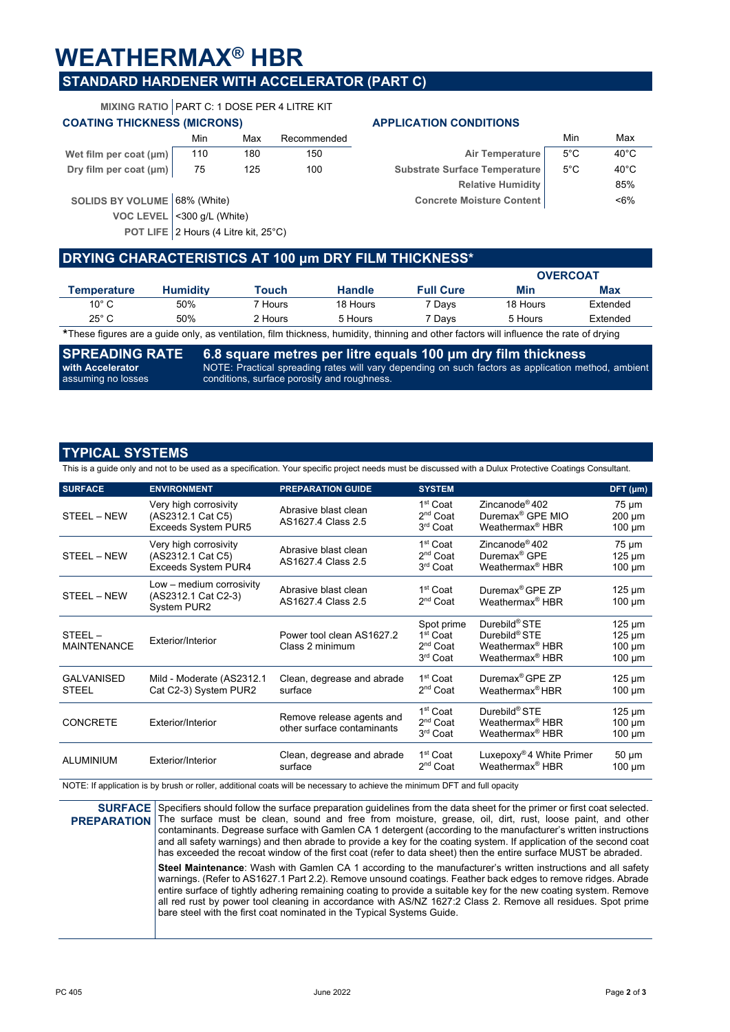# WEATHERMAX® HBR

## STANDARD HARDENER WITH ACCELERATOR (PART C)

**MIXING RATIO** PART C: 1 DOSE PER 4 LITRE KIT

### COATING THICKNESS (MICRONS)

| | Min | Max | Recommended |
|---|---|---|---|
| **Wet film per coat (µm)** | 110 | 180 | 150 |
| **Dry film per coat (µm)** | 75 | 125 | 100 |

**SOLIDS BY VOLUME** 68% (White)

**VOC LEVEL** <300 g/L (White)

**POT LIFE** 2 Hours (4 Litre kit, 25°C)

### APPLICATION CONDITIONS

| | Min | Max |
|---|---|---|
| **Air Temperature** | 5°C | 40°C |
| **Substrate Surface Temperature** | 5°C | 40°C |
| **Relative Humidity** | | 85% |
| **Concrete Moisture Content** | | <6% |

## DRYING CHARACTERISTICS AT 100 µm DRY FILM THICKNESS*

| | | | | | OVERCOAT | |
|---|---|---|---|---|---|---|
| **Temperature** | **Humidity** | **Touch** | **Handle** | **Full Cure** | **Min** | **Max** |
| 10° C | 50% | 7 Hours | 18 Hours | 7 Days | 18 Hours | Extended |
| 25° C | 50% | 2 Hours | 5 Hours | 7 Days | 5 Hours | Extended |

*These figures are a guide only, as ventilation, film thickness, humidity, thinning and other factors will influence the rate of drying

**SPREADING RATE**
**with Accelerator**
assuming no losses

**6.8 square metres per litre equals 100 µm dry film thickness**
NOTE: Practical spreading rates will vary depending on such factors as application method, ambient conditions, surface porosity and roughness.

## TYPICAL SYSTEMS

This is a guide only and not to be used as a specification. Your specific project needs must be discussed with a Dulux Protective Coatings Consultant.

| SURFACE | ENVIRONMENT | PREPARATION GUIDE | SYSTEM | | DFT (µm) |
|---|---|---|---|---|---|
| STEEL – NEW | Very high corrosivity (AS2312.1 Cat C5) Exceeds System PUR5 | Abrasive blast clean AS1627.4 Class 2.5 | 1st Coat<br>2nd Coat<br>3rd Coat | Zincanode® 402<br>Duremax® GPE MIO<br>Weathermax® HBR | 75 µm<br>200 µm<br>100 µm |
| STEEL – NEW | Very high corrosivity (AS2312.1 Cat C5) Exceeds System PUR4 | Abrasive blast clean AS1627.4 Class 2.5 | 1st Coat<br>2nd Coat<br>3rd Coat | Zincanode® 402<br>Duremax® GPE<br>Weathermax® HBR | 75 µm<br>125 µm<br>100 µm |
| STEEL – NEW | Low – medium corrosivity (AS2312.1 Cat C2-3) System PUR2 | Abrasive blast clean AS1627.4 Class 2.5 | 1st Coat<br>2nd Coat | Duremax® GPE ZP<br>Weathermax® HBR | 125 µm<br>100 µm |
| STEEL – MAINTENANCE | Exterior/Interior | Power tool clean AS1627.2 Class 2 minimum | Spot prime<br>1st Coat<br>2nd Coat<br>3rd Coat | Durebild® STE<br>Durebild® STE<br>Weathermax® HBR<br>Weathermax® HBR | 125 µm<br>125 µm<br>100 µm<br>100 µm |
| GALVANISED STEEL | Mild - Moderate (AS2312.1 Cat C2-3) System PUR2 | Clean, degrease and abrade surface | 1st Coat<br>2nd Coat | Duremax® GPE ZP<br>Weathermax® HBR | 125 µm<br>100 µm |
| CONCRETE | Exterior/Interior | Remove release agents and other surface contaminants | 1st Coat<br>2nd Coat<br>3rd Coat | Durebild® STE<br>Weathermax® HBR<br>Weathermax® HBR | 125 µm<br>100 µm<br>100 µm |
| ALUMINIUM | Exterior/Interior | Clean, degrease and abrade surface | 1st Coat<br>2nd Coat | Luxepoxy® 4 White Primer<br>Weathermax® HBR | 50 µm<br>100 µm |

NOTE: If application is by brush or roller, additional coats will be necessary to achieve the minimum DFT and full opacity

**SURFACE PREPARATION**

Specifiers should follow the surface preparation guidelines from the data sheet for the primer or first coat selected. The surface must be clean, sound and free from moisture, grease, oil, dirt, rust, loose paint, and other contaminants. Degrease surface with Gamlen CA 1 detergent (according to the manufacturer's written instructions and all safety warnings) and then abrade to provide a key for the coating system. If application of the second coat has exceeded the recoat window of the first coat (refer to data sheet) then the entire surface MUST be abraded.

**Steel Maintenance**: Wash with Gamlen CA 1 according to the manufacturer's written instructions and all safety warnings. (Refer to AS1627.1 Part 2.2). Remove unsound coatings. Feather back edges to remove ridges. Abrade entire surface of tightly adhering remaining coating to provide a suitable key for the new coating system. Remove all red rust by power tool cleaning in accordance with AS/NZ 1627:2 Class 2. Remove all residues. Spot prime bare steel with the first coat nominated in the Typical Systems Guide.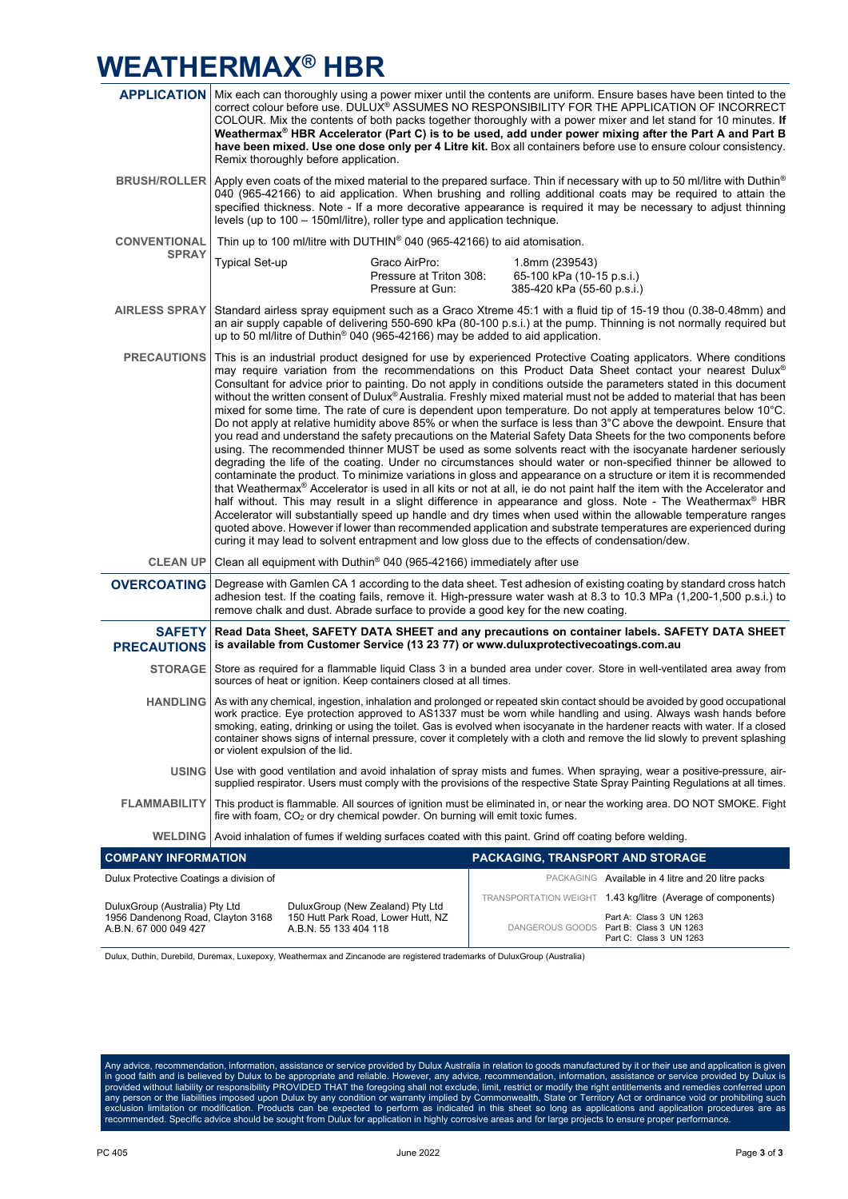# WEATHERMAX® HBR

**APPLICATION**

Mix each can thoroughly using a power mixer until the contents are uniform. Ensure bases have been tinted to the correct colour before use. DULUX® ASSUMES NO RESPONSIBILITY FOR THE APPLICATION OF INCORRECT COLOUR. Mix the contents of both packs together thoroughly with a power mixer and let stand for 10 minutes. **If Weathermax® HBR Accelerator (Part C) is to be used, add under power mixing after the Part A and Part B have been mixed. Use one dose only per 4 Litre kit.** Box all containers before use to ensure colour consistency. Remix thoroughly before application.

**BRUSH/ROLLER**

Apply even coats of the mixed material to the prepared surface. Thin if necessary with up to 50 ml/litre with Duthin® 040 (965-42166) to aid application. When brushing and rolling additional coats may be required to attain the specified thickness. Note - If a more decorative appearance is required it may be necessary to adjust thinning levels (up to 100 – 150ml/litre), roller type and application technique.

**CONVENTIONAL SPRAY**

Thin up to 100 ml/litre with DUTHIN® 040 (965-42166) to aid atomisation.

| | | |
|---|---|---|
| Typical Set-up | Graco AirPro: | 1.8mm (239543) |
| | Pressure at Triton 308: | 65-100 kPa (10-15 p.s.i.) |
| | Pressure at Gun: | 385-420 kPa (55-60 p.s.i.) |

**AIRLESS SPRAY**

Standard airless spray equipment such as a Graco Xtreme 45:1 with a fluid tip of 15-19 thou (0.38-0.48mm) and an air supply capable of delivering 550-690 kPa (80-100 p.s.i.) at the pump. Thinning is not normally required but up to 50 ml/litre of Duthin® 040 (965-42166) may be added to aid application.

**PRECAUTIONS**

This is an industrial product designed for use by experienced Protective Coating applicators. Where conditions may require variation from the recommendations on this Product Data Sheet contact your nearest Dulux® Consultant for advice prior to painting. Do not apply in conditions outside the parameters stated in this document without the written consent of Dulux® Australia. Freshly mixed material must not be added to material that has been mixed for some time. The rate of cure is dependent upon temperature. Do not apply at temperatures below 10°C. Do not apply at relative humidity above 85% or when the surface is less than 3°C above the dewpoint. Ensure that you read and understand the safety precautions on the Material Safety Data Sheets for the two components before using. The recommended thinner MUST be used as some solvents react with the isocyanate hardener seriously degrading the life of the coating. Under no circumstances should water or non-specified thinner be allowed to contaminate the product. To minimize variations in gloss and appearance on a structure or item it is recommended that Weathermax® Accelerator is used in all kits or not at all, ie do not paint half the item with the Accelerator and half without. This may result in a slight difference in appearance and gloss. Note - The Weathermax® HBR Accelerator will substantially speed up handle and dry times when used within the allowable temperature ranges quoted above. However if lower than recommended application and substrate temperatures are experienced during curing it may lead to solvent entrapment and low gloss due to the effects of condensation/dew.

**CLEAN UP**

Clean all equipment with Duthin® 040 (965-42166) immediately after use

## OVERCOATING

Degrease with Gamlen CA 1 according to the data sheet. Test adhesion of existing coating by standard cross hatch adhesion test. If the coating fails, remove it. High-pressure water wash at 8.3 to 10.3 MPa (1,200-1,500 p.s.i.) to remove chalk and dust. Abrade surface to provide a good key for the new coating.

## SAFETY PRECAUTIONS

**Read Data Sheet, SAFETY DATA SHEET and any precautions on container labels. SAFETY DATA SHEET is available from Customer Service (13 23 77) or www.duluxprotectivecoatings.com.au**

**STORAGE**

Store as required for a flammable liquid Class 3 in a bunded area under cover. Store in well-ventilated area away from sources of heat or ignition. Keep containers closed at all times.

**HANDLING**

As with any chemical, ingestion, inhalation and prolonged or repeated skin contact should be avoided by good occupational work practice. Eye protection approved to AS1337 must be worn while handling and using. Always wash hands before smoking, eating, drinking or using the toilet. Gas is evolved when isocyanate in the hardener reacts with water. If a closed container shows signs of internal pressure, cover it completely with a cloth and remove the lid slowly to prevent splashing or violent expulsion of the lid.

**USING**

Use with good ventilation and avoid inhalation of spray mists and fumes. When spraying, wear a positive-pressure, air-supplied respirator. Users must comply with the provisions of the respective State Spray Painting Regulations at all times.

**FLAMMABILITY**

This product is flammable. All sources of ignition must be eliminated in, or near the working area. DO NOT SMOKE. Fight fire with foam, $CO_2$ or dry chemical powder. On burning will emit toxic fumes.

**WELDING**

Avoid inhalation of fumes if welding surfaces coated with this paint. Grind off coating before welding.

## COMPANY INFORMATION

Dulux Protective Coatings a division of

DuluxGroup (Australia) Pty Ltd
1956 Dandenong Road, Clayton 3168
A.B.N. 67 000 049 427

DuluxGroup (New Zealand) Pty Ltd
150 Hutt Park Road, Lower Hutt, NZ
A.B.N. 55 133 404 118

## PACKAGING, TRANSPORT AND STORAGE

| | |
|---|---|
| PACKAGING | Available in 4 litre and 20 litre packs |
| TRANSPORTATION WEIGHT | 1.43 kg/litre (Average of components) |
| DANGEROUS GOODS | Part A: Class 3 UN 1263<br>Part B: Class 3 UN 1263<br>Part C: Class 3 UN 1263 |

Dulux, Duthin, Durebild, Duremax, Luxepoxy, Weathermax and Zincanode are registered trademarks of DuluxGroup (Australia)

Any advice, recommendation, information, assistance or service provided by Dulux Australia in relation to goods manufactured by it or their use and application is given in good faith and is believed by Dulux to be appropriate and reliable. However, any advice, recommendation, information, assistance or service provided by Dulux is provided without liability or responsibility PROVIDED THAT the foregoing shall not exclude, limit, restrict or modify the right entitlements and remedies conferred upon any person or the liabilities imposed upon Dulux by any condition or warranty implied by Commonwealth, State or Territory Act or ordinance void or prohibiting such exclusion limitation or modification. Products can be expected to perform as indicated in this sheet so long as applications and application procedures are as recommended. Specific advice should be sought from Dulux for application in highly corrosive areas and for large projects to ensure proper performance.

PC 405 June 2022